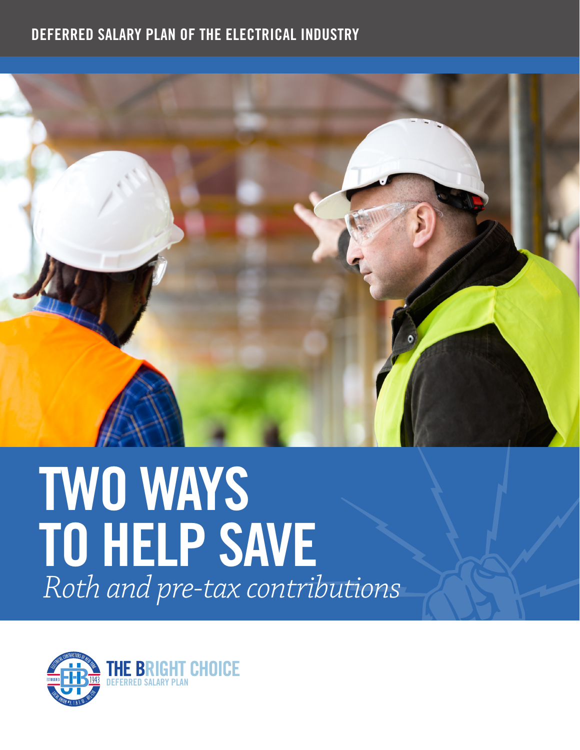DEFERRED SALARY PLAN OF THE ELECTRICAL INDUSTRY

# TWO WAYS TO HELP SAVE

*Roth and pre-tax contributions*

THE BRIGHT CHOICE
DEFERRED SALARY PLAN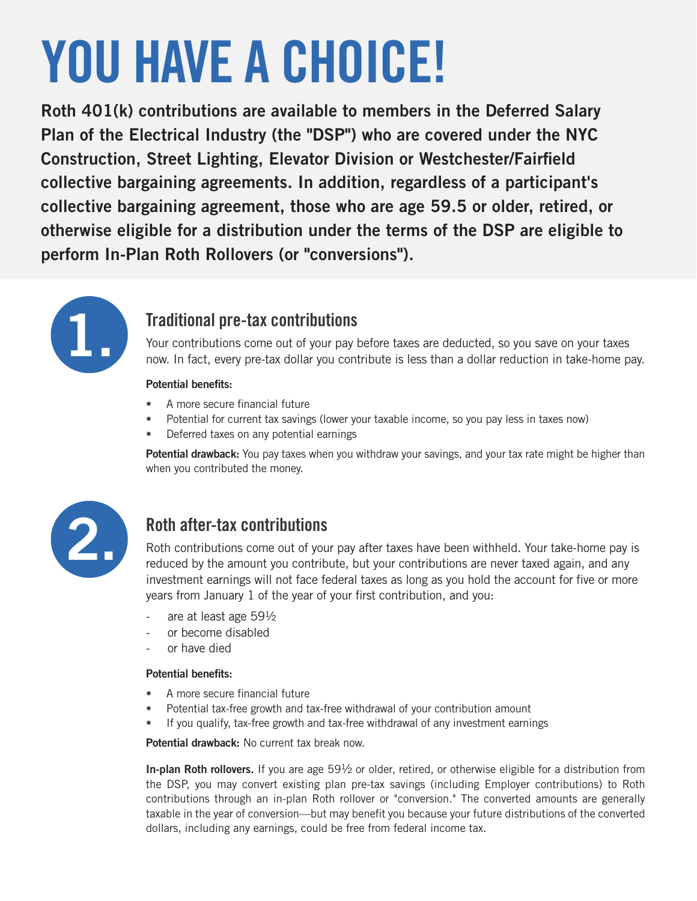# YOU HAVE A CHOICE!

**Roth 401(k) contributions are available to members in the Deferred Salary Plan of the Electrical Industry (the "DSP") who are covered under the NYC Construction, Street Lighting, Elevator Division or Westchester/Fairfield collective bargaining agreements. In addition, regardless of a participant's collective bargaining agreement, those who are age 59.5 or older, retired, or otherwise eligible for a distribution under the terms of the DSP are eligible to perform In-Plan Roth Rollovers (or "conversions").**

## 1. Traditional pre-tax contributions

Your contributions come out of your pay before taxes are deducted, so you save on your taxes now. In fact, every pre-tax dollar you contribute is less than a dollar reduction in take-home pay.

**Potential benefits:**

- A more secure financial future
- Potential for current tax savings (lower your taxable income, so you pay less in taxes now)
- Deferred taxes on any potential earnings

**Potential drawback:** You pay taxes when you withdraw your savings, and your tax rate might be higher than when you contributed the money.

## 2. Roth after-tax contributions

Roth contributions come out of your pay after taxes have been withheld. Your take-home pay is reduced by the amount you contribute, but your contributions are never taxed again, and any investment earnings will not face federal taxes as long as you hold the account for five or more years from January 1 of the year of your first contribution, and you:

- are at least age 59½
- or become disabled
- or have died

**Potential benefits:**

- A more secure financial future
- Potential tax-free growth and tax-free withdrawal of your contribution amount
- If you qualify, tax-free growth and tax-free withdrawal of any investment earnings

**Potential drawback:** No current tax break now.

**In-plan Roth rollovers.** If you are age 59½ or older, retired, or otherwise eligible for a distribution from the DSP, you may convert existing plan pre-tax savings (including Employer contributions) to Roth contributions through an in-plan Roth rollover or "conversion." The converted amounts are generally taxable in the year of conversion—but may benefit you because your future distributions of the converted dollars, including any earnings, could be free from federal income tax.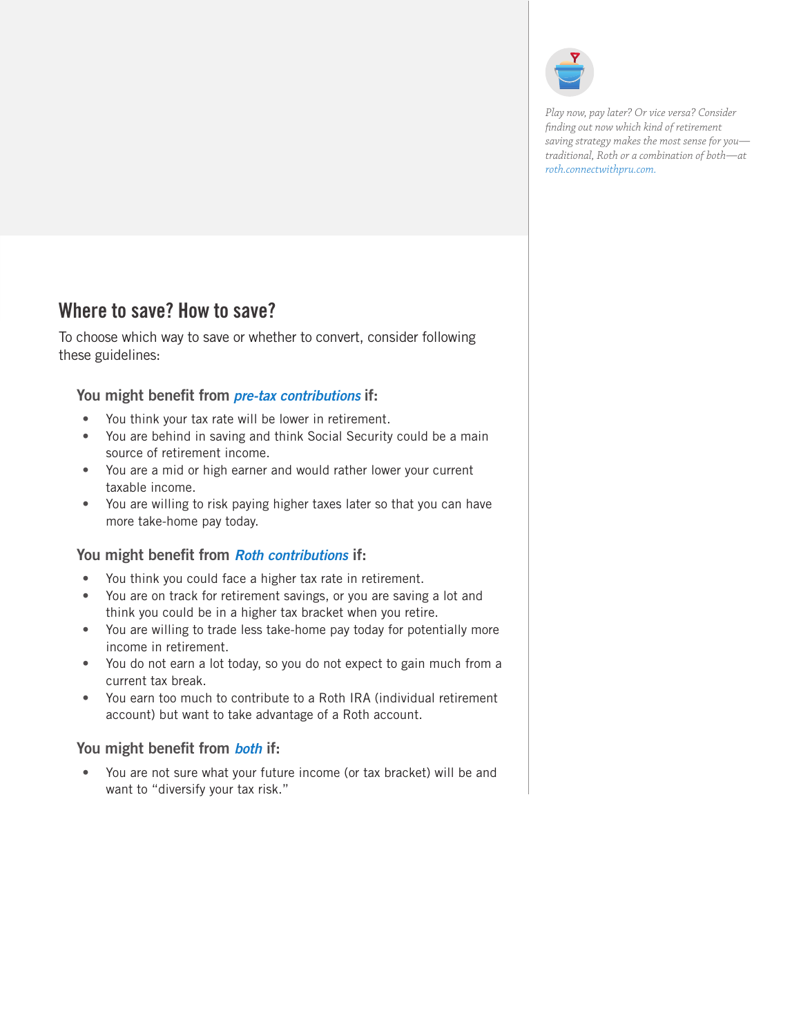*Play now, pay later? Or vice versa? Consider finding out now which kind of retirement saving strategy makes the most sense for you—traditional, Roth or a combination of both—at roth.connectwithpru.com.*

## Where to save? How to save?

To choose which way to save or whether to convert, consider following these guidelines:

### You might benefit from *pre-tax contributions* if:

- You think your tax rate will be lower in retirement.
- You are behind in saving and think Social Security could be a main source of retirement income.
- You are a mid or high earner and would rather lower your current taxable income.
- You are willing to risk paying higher taxes later so that you can have more take-home pay today.

### You might benefit from *Roth contributions* if:

- You think you could face a higher tax rate in retirement.
- You are on track for retirement savings, or you are saving a lot and think you could be in a higher tax bracket when you retire.
- You are willing to trade less take-home pay today for potentially more income in retirement.
- You do not earn a lot today, so you do not expect to gain much from a current tax break.
- You earn too much to contribute to a Roth IRA (individual retirement account) but want to take advantage of a Roth account.

### You might benefit from *both* if:

- You are not sure what your future income (or tax bracket) will be and want to "diversify your tax risk."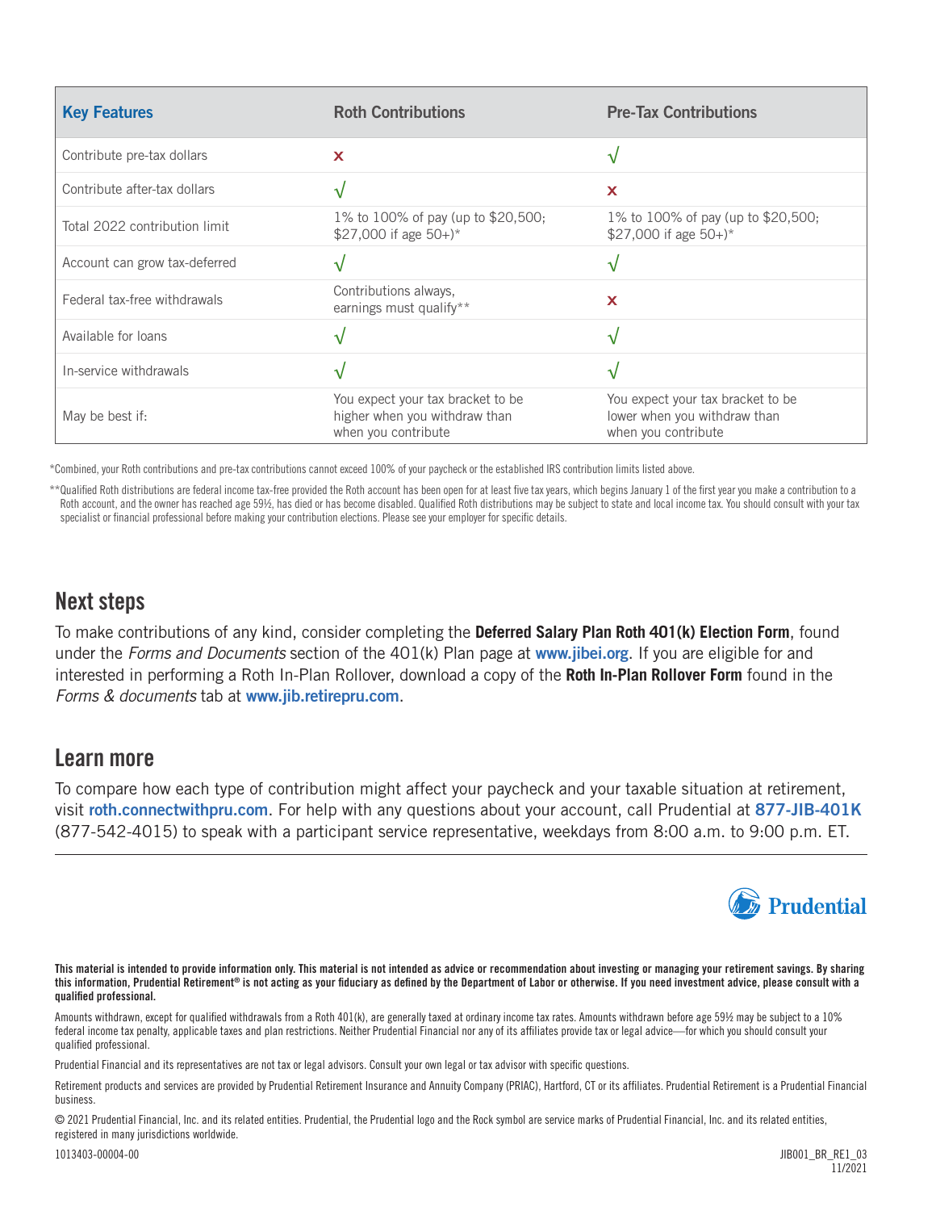| Key Features | Roth Contributions | Pre-Tax Contributions |
|---|---|---|
| Contribute pre-tax dollars | x | √ |
| Contribute after-tax dollars | √ | x |
| Total 2022 contribution limit | 1% to 100% of pay (up to $20,500; $27,000 if age 50+)* | 1% to 100% of pay (up to $20,500; $27,000 if age 50+)* |
| Account can grow tax-deferred | √ | √ |
| Federal tax-free withdrawals | Contributions always, earnings must qualify** | x |
| Available for loans | √ | √ |
| In-service withdrawals | √ | √ |
| May be best if: | You expect your tax bracket to be higher when you withdraw than when you contribute | You expect your tax bracket to be lower when you withdraw than when you contribute |

*Combined, your Roth contributions and pre-tax contributions cannot exceed 100% of your paycheck or the established IRS contribution limits listed above.

**Qualified Roth distributions are federal income tax-free provided the Roth account has been open for at least five tax years, which begins January 1 of the first year you make a contribution to a Roth account, and the owner has reached age 59½, has died or has become disabled. Qualified Roth distributions may be subject to state and local income tax. You should consult with your tax specialist or financial professional before making your contribution elections. Please see your employer for specific details.

## Next steps

To make contributions of any kind, consider completing the **Deferred Salary Plan Roth 401(k) Election Form**, found under the *Forms and Documents* section of the 401(k) Plan page at **www.jibei.org**. If you are eligible for and interested in performing a Roth In-Plan Rollover, download a copy of the **Roth In-Plan Rollover Form** found in the *Forms & documents* tab at **www.jib.retirepru.com**.

## Learn more

To compare how each type of contribution might affect your paycheck and your taxable situation at retirement, visit **roth.connectwithpru.com**. For help with any questions about your account, call Prudential at **877-JIB-401K** (877-542-4015) to speak with a participant service representative, weekdays from 8:00 a.m. to 9:00 p.m. ET.

Prudential

**This material is intended to provide information only. This material is not intended as advice or recommendation about investing or managing your retirement savings. By sharing this information, Prudential Retirement® is not acting as your fiduciary as defined by the Department of Labor or otherwise. If you need investment advice, please consult with a qualified professional.**

Amounts withdrawn, except for qualified withdrawals from a Roth 401(k), are generally taxed at ordinary income tax rates. Amounts withdrawn before age 59½ may be subject to a 10% federal income tax penalty, applicable taxes and plan restrictions. Neither Prudential Financial nor any of its affiliates provide tax or legal advice—for which you should consult your qualified professional.

Prudential Financial and its representatives are not tax or legal advisors. Consult your own legal or tax advisor with specific questions.

Retirement products and services are provided by Prudential Retirement Insurance and Annuity Company (PRIAC), Hartford, CT or its affiliates. Prudential Retirement is a Prudential Financial business.

© 2021 Prudential Financial, Inc. and its related entities. Prudential, the Prudential logo and the Rock symbol are service marks of Prudential Financial, Inc. and its related entities, registered in many jurisdictions worldwide.

1013403-00004-00

JIB001_BR_RE1_03
11/2021